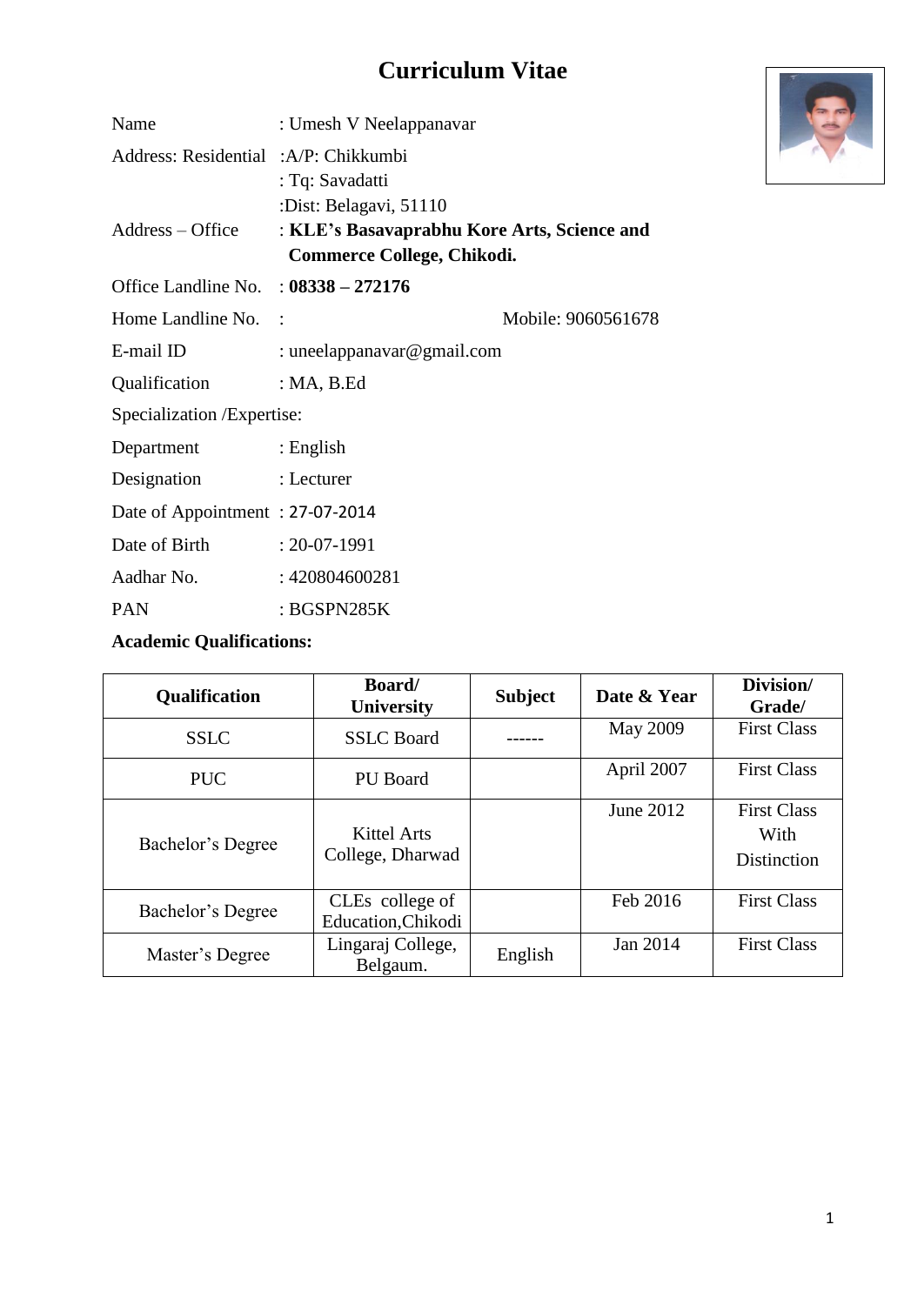# Curriculum Vitae

Name : Umesh V Neelappanavar

Address: Residential :A/P: Chikkumbi
: Tq: Savadatti
:Dist: Belagavi, 51110

Address – Office : **KLE's Basavaprabhu Kore Arts, Science and Commerce College, Chikodi.**

Office Landline No. : **08338 – 272176**

Home Landline No. : Mobile: 9060561678

E-mail ID : uneelappanavar@gmail.com

Qualification : MA, B.Ed

Specialization /Expertise:

Department : English

Designation : Lecturer

Date of Appointment : 27-07-2014

Date of Birth : 20-07-1991

Aadhar No. : 420804600281

PAN : BGSPN285K

**Academic Qualifications:**

| Qualification | Board/ University | Subject | Date & Year | Division/ Grade/ |
|---|---|---|---|---|
| SSLC | SSLC Board | ------ | May 2009 | First Class |
| PUC | PU Board | | April 2007 | First Class |
| Bachelor's Degree | Kittel Arts College, Dharwad | | June 2012 | First Class With Distinction |
| Bachelor's Degree | CLEs college of Education,Chikodi | | Feb 2016 | First Class |
| Master's Degree | Lingaraj College, Belgaum. | English | Jan 2014 | First Class |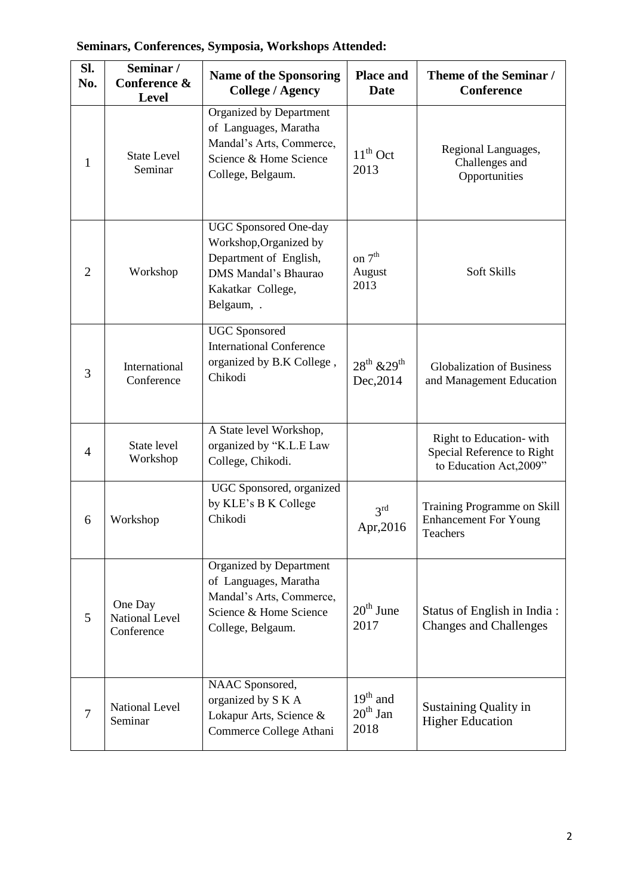**Seminars, Conferences, Symposia, Workshops Attended:**

| Sl. No. | Seminar / Conference & Level | Name of the Sponsoring College / Agency | Place and Date | Theme of the Seminar / Conference |
|---|---|---|---|---|
| 1 | State Level Seminar | Organized by Department of Languages, Maratha Mandal's Arts, Commerce, Science & Home Science College, Belgaum. | 11th Oct 2013 | Regional Languages, Challenges and Opportunities |
| 2 | Workshop | UGC Sponsored One-day Workshop,Organized by Department of English, DMS Mandal's Bhaurao Kakatkar College, Belgaum, . | on 7th August 2013 | Soft Skills |
| 3 | International Conference | UGC Sponsored International Conference organized by B.K College , Chikodi | 28th &29th Dec,2014 | Globalization of Business and Management Education |
| 4 | State level Workshop | A State level Workshop, organized by "K.L.E Law College, Chikodi. | | Right to Education- with Special Reference to Right to Education Act,2009" |
| 6 | Workshop | UGC Sponsored, organized by KLE's B K College Chikodi | 3rd Apr,2016 | Training Programme on Skill Enhancement For Young Teachers |
| 5 | One Day National Level Conference | Organized by Department of Languages, Maratha Mandal's Arts, Commerce, Science & Home Science College, Belgaum. | 20th June 2017 | Status of English in India : Changes and Challenges |
| 7 | National Level Seminar | NAAC Sponsored, organized by S K A Lokapur Arts, Science & Commerce College Athani | 19th and 20th Jan 2018 | Sustaining Quality in Higher Education |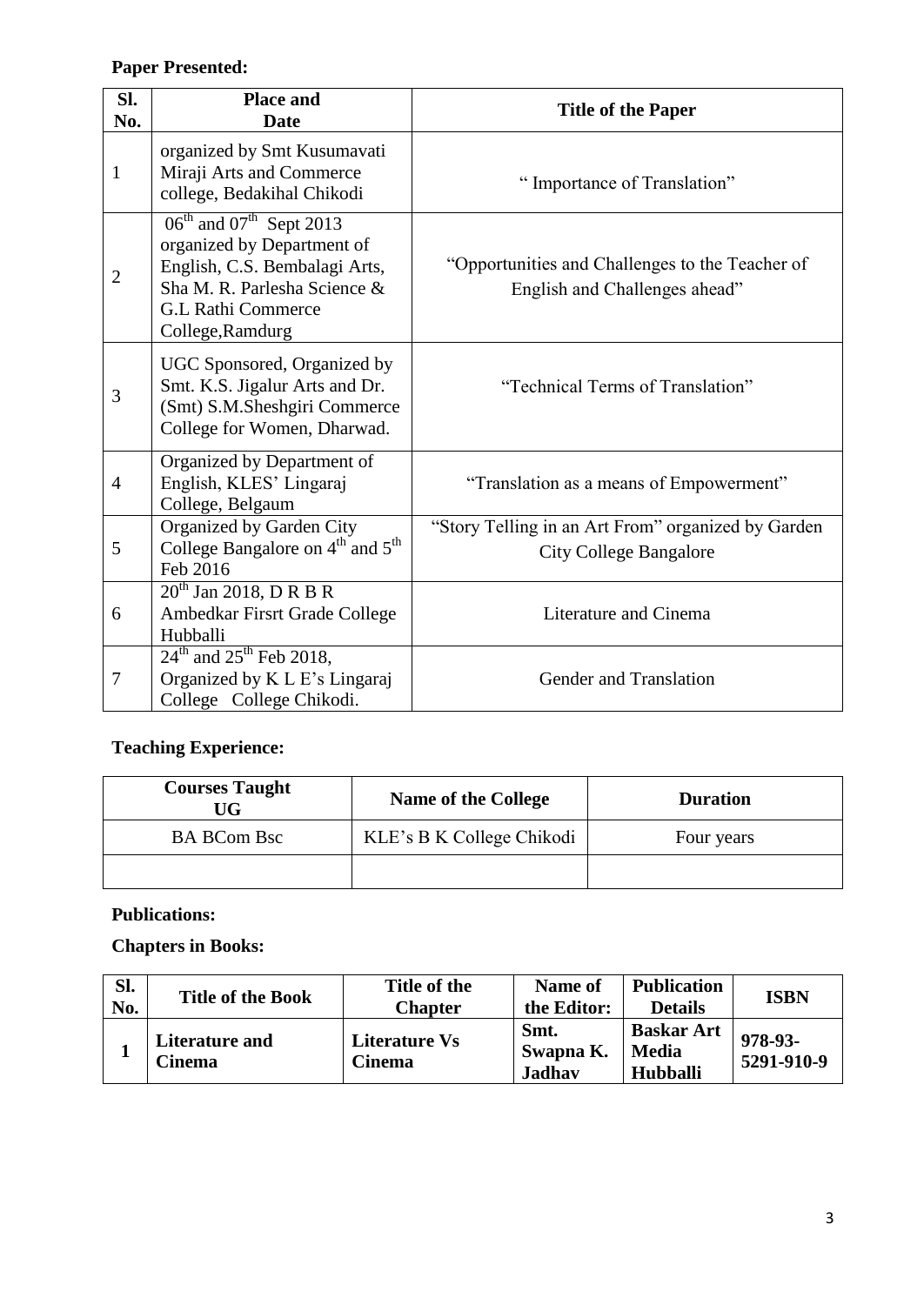**Paper Presented:**

| Sl. No. | Place and Date | Title of the Paper |
|---|---|---|
| 1 | organized by Smt Kusumavati Miraji Arts and Commerce college, Bedakihal Chikodi | " Importance of Translation" |
| 2 | 06th and 07th Sept 2013 organized by Department of English, C.S. Bembalagi Arts, Sha M. R. Parlesha Science & G.L Rathi Commerce College,Ramdurg | "Opportunities and Challenges to the Teacher of English and Challenges ahead" |
| 3 | UGC Sponsored, Organized by Smt. K.S. Jigalur Arts and Dr. (Smt) S.M.Sheshgiri Commerce College for Women, Dharwad. | "Technical Terms of Translation" |
| 4 | Organized by Department of English, KLES' Lingaraj College, Belgaum | "Translation as a means of Empowerment" |
| 5 | Organized by Garden City College Bangalore on 4th and 5th Feb 2016 | "Story Telling in an Art From" organized by Garden City College Bangalore |
| 6 | 20th Jan 2018, D R B R Ambedkar Firsrt Grade College Hubballi | Literature and Cinema |
| 7 | 24th and 25th Feb 2018, Organized by K L E's Lingaraj College College Chikodi. | Gender and Translation |

**Teaching Experience:**

| Courses Taught UG | Name of the College | Duration |
|---|---|---|
| BA BCom Bsc | KLE's B K College Chikodi | Four years |
| | | |

**Publications:**

**Chapters in Books:**

| Sl. No. | Title of the Book | Title of the Chapter | Name of the Editor: | Publication Details | ISBN |
|---|---|---|---|---|---|
| **1** | **Literature and Cinema** | **Literature Vs Cinema** | **Smt. Swapna K. Jadhav** | **Baskar Art Media Hubballi** | **978-93-5291-910-9** |